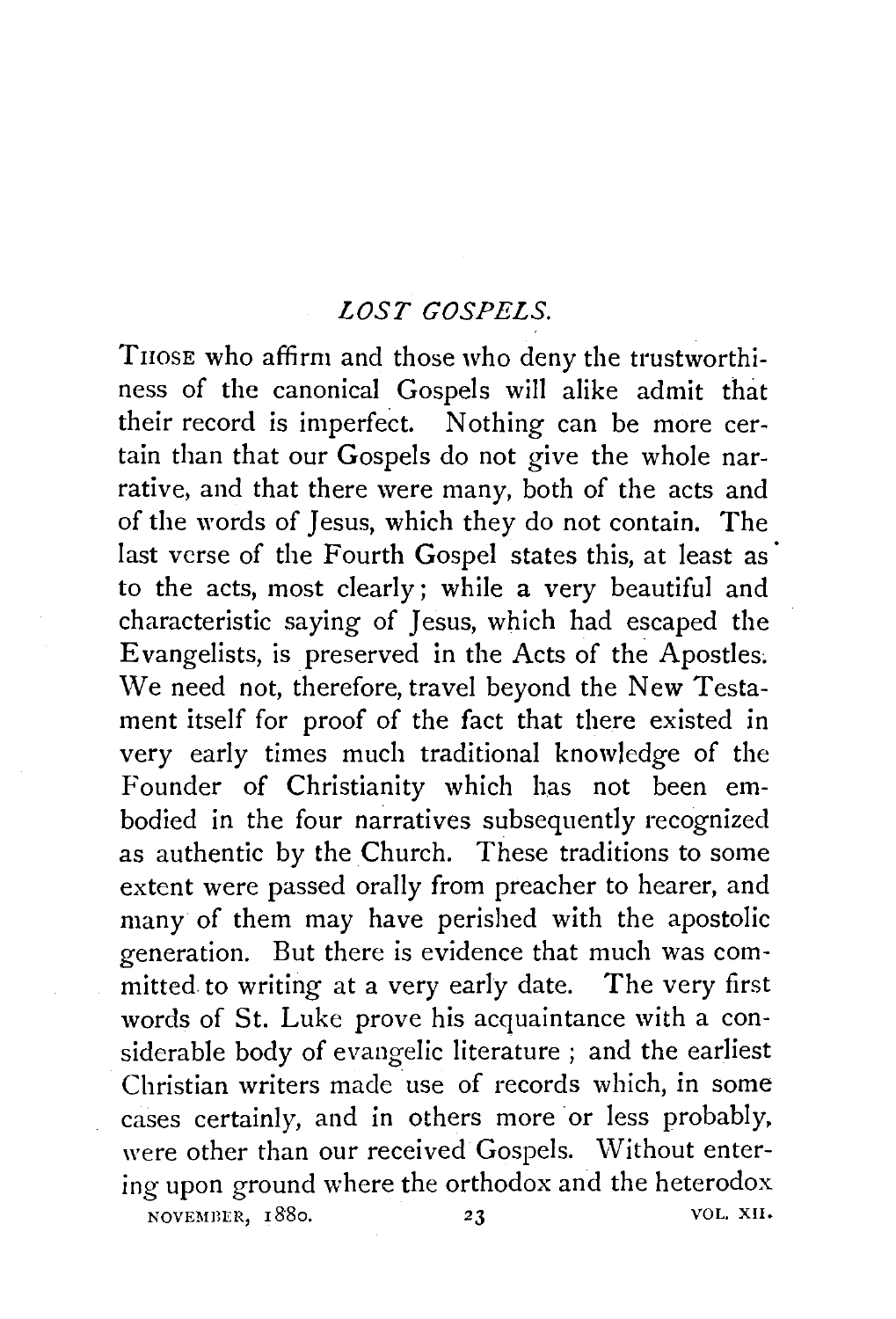# *LOST GOSPELS.*

THOSE who affirm and those who deny the trustworthiness of the canonical Gospels will alike admit that their record is imperfect. Nothing can be more certain than that our Gospels do not give the whole narrative, and that there were many, both of the acts and of the words of Jesus, which they do not contain. The last verse of the Fourth Gospel states this, at least as to the acts, most clearly; while a very beautiful and characteristic saying of Jesus, which had escaped the Evangelists, is preserved in the Acts of the Apostles. We need not, therefore, travel beyond the New Testament itself for proof of the fact that there existed in very early times much traditional knowledge of the Founder of Christianity which has not been embodied in the four narratives subsequently recognized as authentic by the Church. These traditions to some extent were passed orally from preacher to hearer, and many of them may have perished with the apostolic generation. But there is evidence that much was committed to writing at a very early date. The very first words of St. Luke prove his acquaintance with a considerable body of evangelic literature; and the earliest Christian writers made use of records which, in some cases certainly, and in others more or less probably, were other than our received Gospels. Without entering upon ground where the orthodox and the heterodox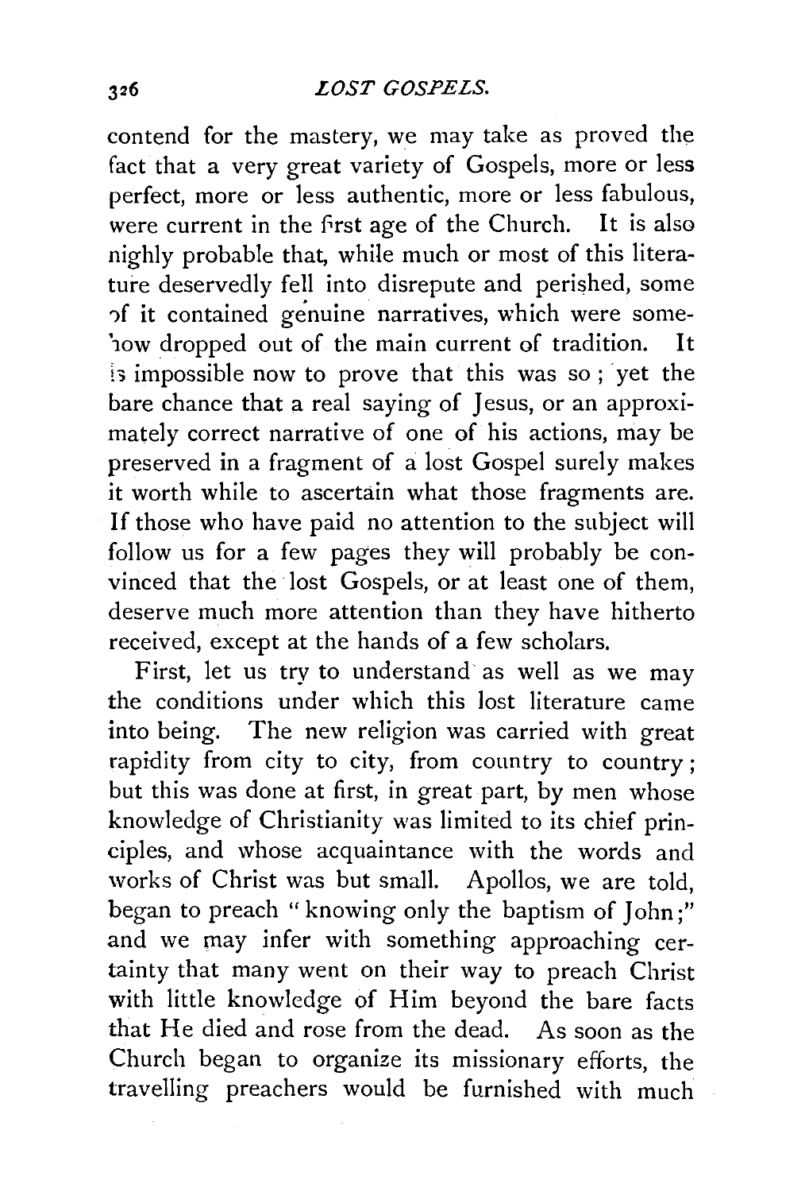contend for the mastery, we may take as proved the fact that a very great variety of Gospels, more or less perfect, more or less authentic, more or less fabulous, were current in the first age of the Church. It is also highly probable that, while much or most of this literature deservedly fell into disrepute and perished, some of it contained genuine narratives, which were somehow dropped out of the main current of tradition. It is impossible now to prove that this was so; yet the bare chance that a real saying of Jesus, or an approximately correct narrative of one of his actions, may be preserved in a fragment of a lost Gospel surely makes it worth while to ascertain what those fragments are. If those who have paid no attention to the subject will follow us for a few pages they will probably be convinced that the lost Gospels, or at least one of them, deserve much more attention than they have hitherto received, except at the hands of a few scholars.

First, let us try to understand as well as we may the conditions under which this lost literature came into being. The new religion was carried with great rapidity from city to city, from country to country; but this was done at first, in great part, by men whose knowledge of Christianity was limited to its chief principles, and whose acquaintance with the words and works of Christ was but small. Apollos, we are told, began to preach "knowing only the baptism of John;" and we may infer with something approaching certainty that many went on their way to preach Christ with little knowledge of Him beyond the bare facts that He died and rose from the dead. As soon as the Church began to organize its missionary efforts, the travelling preachers would be furnished with much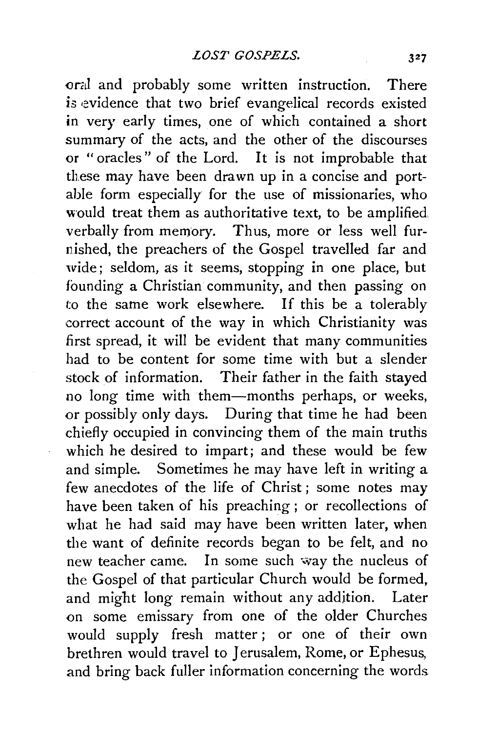oral and probably some written instruction. There is evidence that two brief evangelical records existed in very early times, one of which contained a short summary of the acts, and the other of the discourses or "oracles" of the Lord. It is not improbable that these may have been drawn up in a concise and portable form especially for the use of missionaries, who would treat them as authoritative text, to be amplified verbally from memory. Thus, more or less well furnished, the preachers of the Gospel travelled far and wide; seldom, as it seems, stopping in one place, but founding a Christian community, and then passing on to the same work elsewhere. If this be a tolerably correct account of the way in which Christianity was first spread, it will be evident that many communities had to be content for some time with but a slender stock of information. Their father in the faith stayed no long time with them—months perhaps, or weeks, or possibly only days. During that time he had been chiefly occupied in convincing them of the main truths which he desired to impart; and these would be few and simple. Sometimes he may have left in writing a few anecdotes of the life of Christ; some notes may have been taken of his preaching; or recollections of what he had said may have been written later, when the want of definite records began to be felt, and no new teacher came. In some such way the nucleus of the Gospel of that particular Church would be formed, and might long remain without any addition. Later on some emissary from one of the older Churches would supply fresh matter; or one of their own brethren would travel to Jerusalem, Rome, or Ephesus, and bring back fuller information concerning the words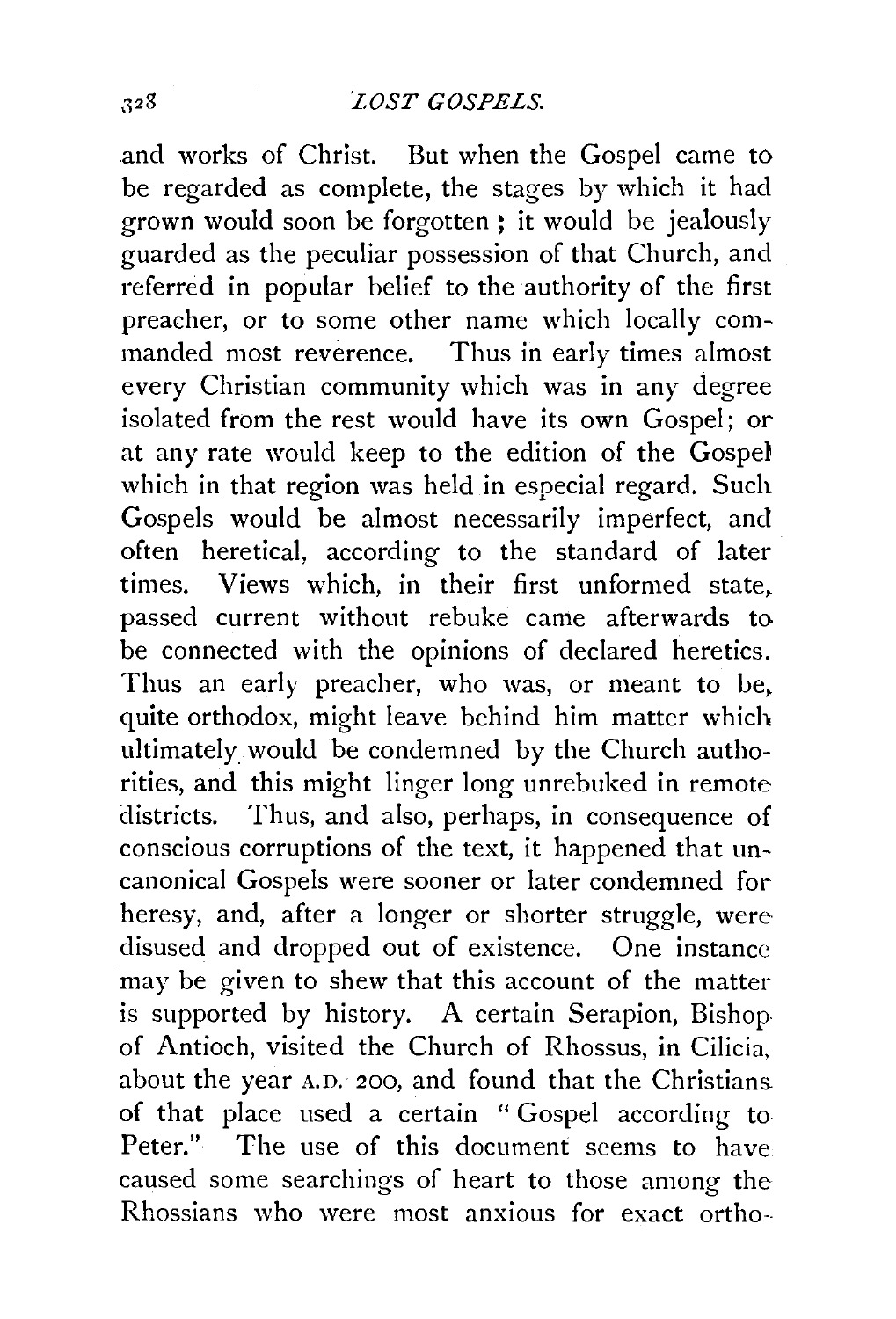and works of Christ. But when the Gospel came to be regarded as complete, the stages by which it had grown would soon be forgotten; it would be jealously guarded as the peculiar possession of that Church, and referred in popular belief to the authority of the first preacher, or to some other name which locally commanded most reverence. Thus in early times almost every Christian community which was in any degree isolated from the rest would have its own Gospel; or at any rate would keep to the edition of the Gospel which in that region was held in especial regard. Such Gospels would be almost necessarily imperfect, and often heretical, according to the standard of later times. Views which, in their first unformed state, passed current without rebuke came afterwards to be connected with the opinions of declared heretics. Thus an early preacher, who was, or meant to be, quite orthodox, might leave behind him matter which ultimately would be condemned by the Church authorities, and this might linger long unrebuked in remote districts. Thus, and also, perhaps, in consequence of conscious corruptions of the text, it happened that uncanonical Gospels were sooner or later condemned for heresy, and, after a longer or shorter struggle, were disused and dropped out of existence. One instance may be given to shew that this account of the matter is supported by history. A certain Serapion, Bishop of Antioch, visited the Church of Rhossus, in Cilicia, about the year A.D. 200, and found that the Christians of that place used a certain "Gospel according to Peter." The use of this document seems to have caused some searchings of heart to those among the Rhossians who were most anxious for exact ortho-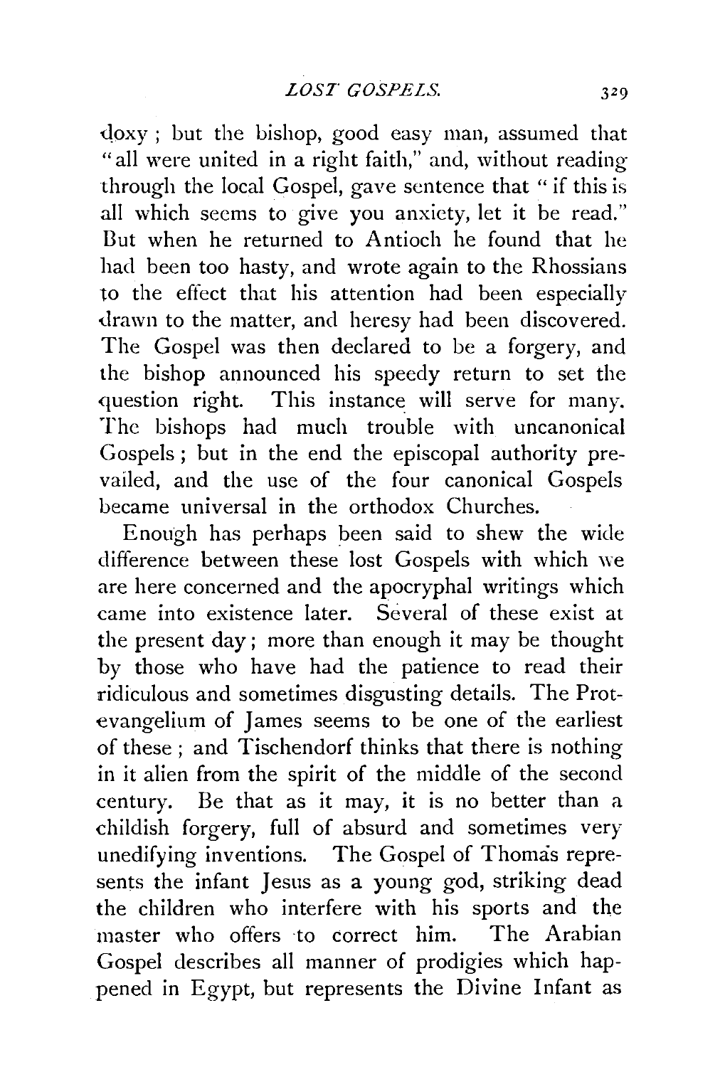doxy; but the bishop, good easy man, assumed that "all were united in a right faith," and, without reading through the local Gospel, gave sentence that "if this is all which seems to give you anxiety, let it be read." But when he returned to Antioch he found that he had been too hasty, and wrote again to the Rhossians to the effect that his attention had been especially drawn to the matter, and heresy had been discovered. The Gospel was then declared to be a forgery, and the bishop announced his speedy return to set the question right. This instance will serve for many. The bishops had much trouble with uncanonical Gospels; but in the end the episcopal authority prevailed, and the use of the four canonical Gospels became universal in the orthodox Churches.

Enough has perhaps been said to shew the wide difference between these lost Gospels with which we are here concerned and the apocryphal writings which came into existence later. Several of these exist at the present day; more than enough it may be thought by those who have had the patience to read their ridiculous and sometimes disgusting details. The Protevangelium of James seems to be one of the earliest of these; and Tischendorf thinks that there is nothing in it alien from the spirit of the middle of the second century. Be that as it may, it is no better than a childish forgery, full of absurd and sometimes very unedifying inventions. The Gospel of Thomas represents the infant Jesus as a young god, striking dead the children who interfere with his sports and the master who offers to correct him. The Arabian Gospel describes all manner of prodigies which happened in Egypt, but represents the Divine Infant as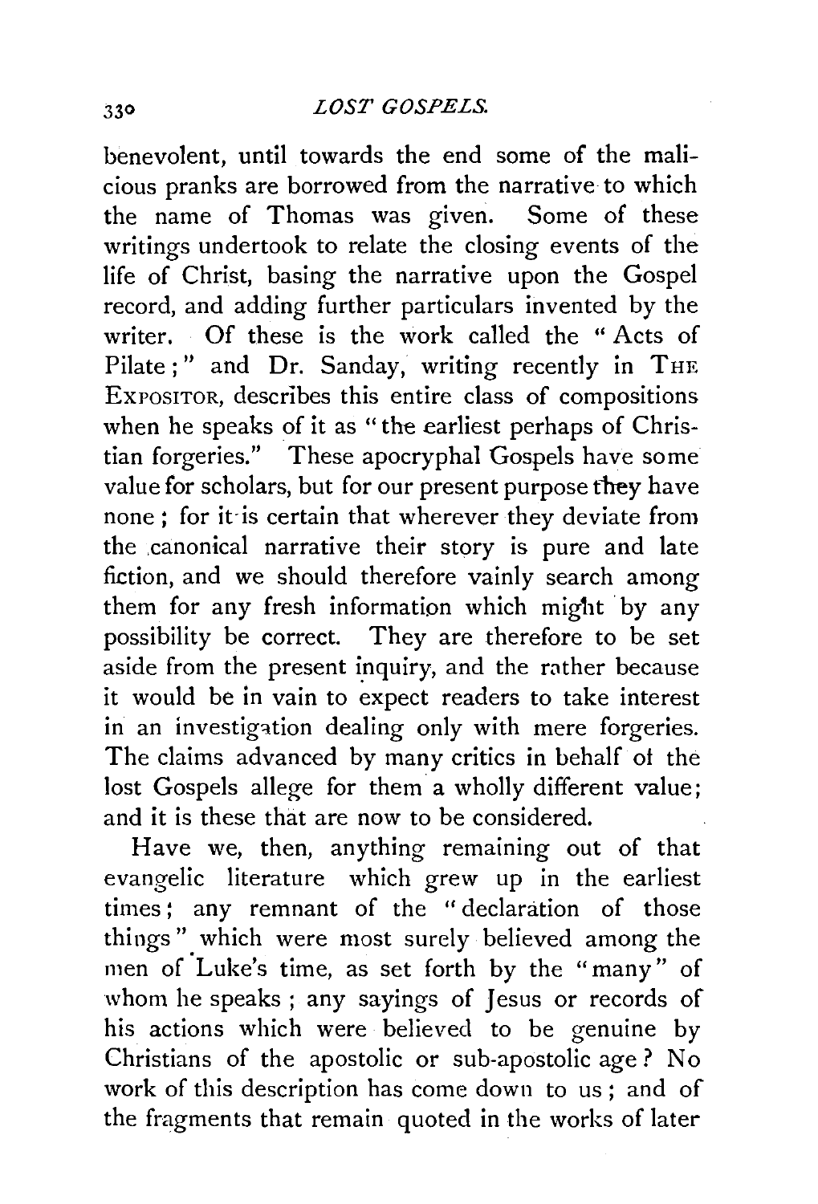benevolent, until towards the end some of the malicious pranks are borrowed from the narrative to which the name of Thomas was given. Some of these writings undertook to relate the closing events of the life of Christ, basing the narrative upon the Gospel record, and adding further particulars invented by the writer. Of these is the work called the "Acts of Pilate;" and Dr. Sanday, writing recently in THE EXPOSITOR, describes this entire class of compositions when he speaks of it as "the earliest perhaps of Christian forgeries." These apocryphal Gospels have some value for scholars, but for our present purpose they have none; for it is certain that wherever they deviate from the canonical narrative their story is pure and late fiction, and we should therefore vainly search among them for any fresh information which might by any possibility be correct. They are therefore to be set aside from the present inquiry, and the rather because it would be in vain to expect readers to take interest in an investigation dealing only with mere forgeries. The claims advanced by many critics in behalf of the lost Gospels allege for them a wholly different value; and it is these that are now to be considered.

Have we, then, anything remaining out of that evangelic literature which grew up in the earliest times; any remnant of the "declaration of those things" which were most surely believed among the men of Luke's time, as set forth by the "many" of whom he speaks; any sayings of Jesus or records of his actions which were believed to be genuine by Christians of the apostolic or sub-apostolic age? No work of this description has come down to us; and of the fragments that remain quoted in the works of later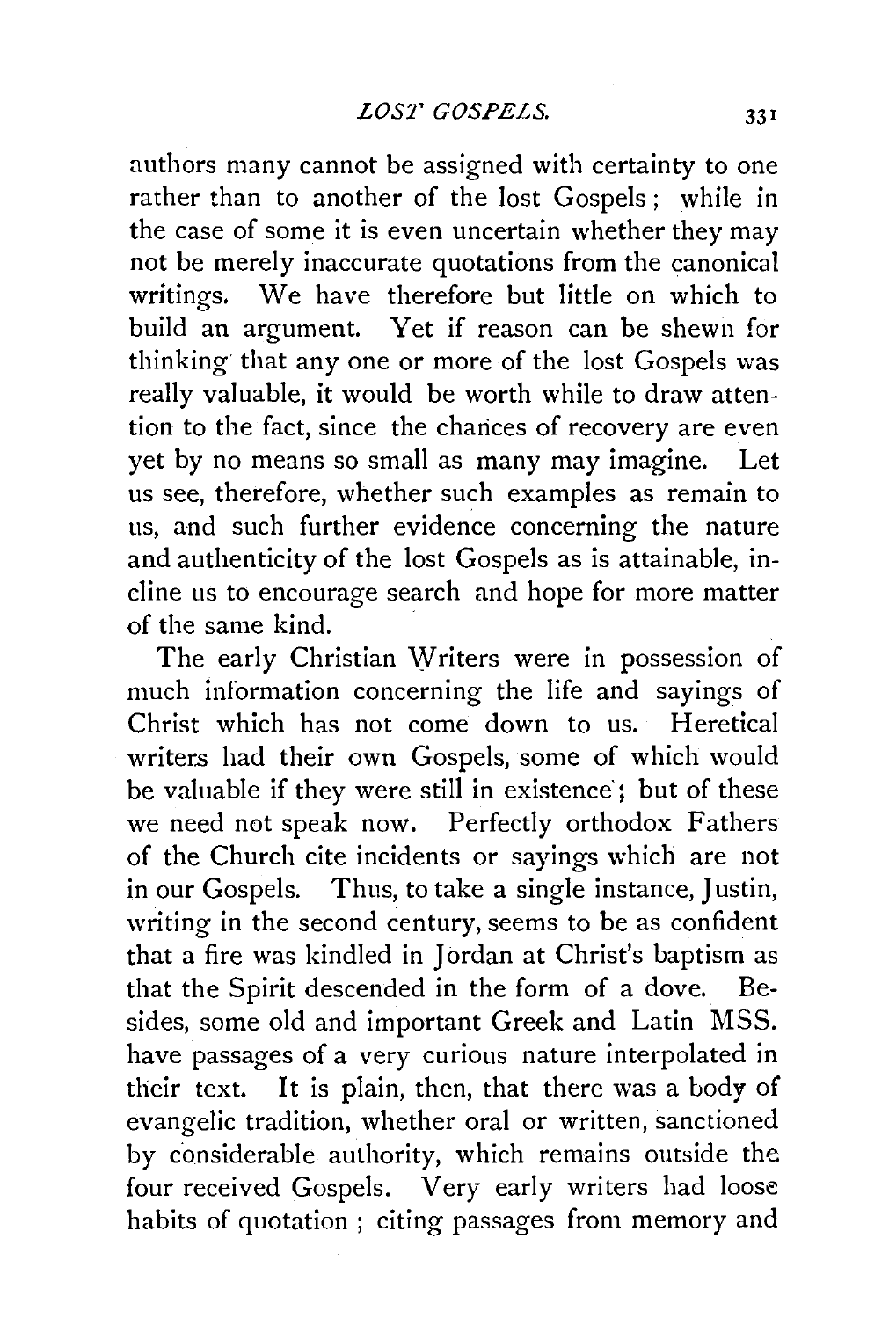authors many cannot be assigned with certainty to one rather than to another of the lost Gospels; while in the case of some it is even uncertain whether they may not be merely inaccurate quotations from the canonical writings. We have therefore but little on which to build an argument. Yet if reason can be shewn for thinking that any one or more of the lost Gospels was really valuable, it would be worth while to draw attention to the fact, since the chances of recovery are even yet by no means so small as many may imagine. Let us see, therefore, whether such examples as remain to us, and such further evidence concerning the nature and authenticity of the lost Gospels as is attainable, incline us to encourage search and hope for more matter of the same kind.

The early Christian Writers were in possession of much information concerning the life and sayings of Christ which has not come down to us. Heretical writers had their own Gospels, some of which would be valuable if they were still in existence; but of these we need not speak now. Perfectly orthodox Fathers of the Church cite incidents or sayings which are not in our Gospels. Thus, to take a single instance, Justin, writing in the second century, seems to be as confident that a fire was kindled in Jordan at Christ's baptism as that the Spirit descended in the form of a dove. Besides, some old and important Greek and Latin MSS. have passages of a very curious nature interpolated in their text. It is plain, then, that there was a body of evangelic tradition, whether oral or written, sanctioned by considerable authority, which remains outside the four received Gospels. Very early writers had loose habits of quotation; citing passages from memory and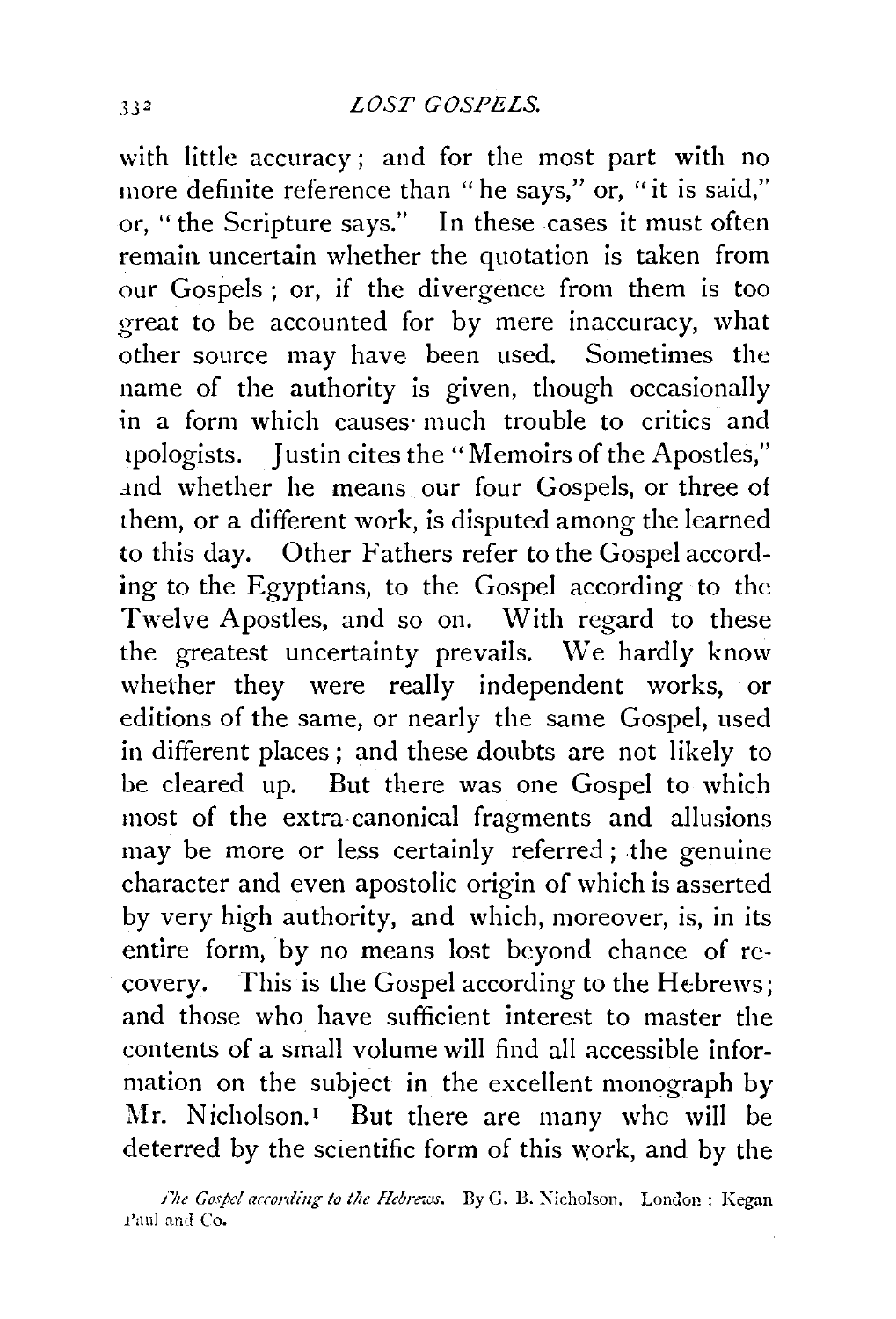with little accuracy; and for the most part with no more definite reference than "he says," or, "it is said," or, "the Scripture says." In these cases it must often remain uncertain whether the quotation is taken from our Gospels; or, if the divergence from them is too great to be accounted for by mere inaccuracy, what other source may have been used. Sometimes the name of the authority is given, though occasionally in a form which causes much trouble to critics and apologists. Justin cites the "Memoirs of the Apostles," and whether he means our four Gospels, or three of them, or a different work, is disputed among the learned to this day. Other Fathers refer to the Gospel according to the Egyptians, to the Gospel according to the Twelve Apostles, and so on. With regard to these the greatest uncertainty prevails. We hardly know whether they were really independent works, or editions of the same, or nearly the same Gospel, used in different places; and these doubts are not likely to be cleared up. But there was one Gospel to which most of the extra-canonical fragments and allusions may be more or less certainly referred; the genuine character and even apostolic origin of which is asserted by very high authority, and which, moreover, is, in its entire form, by no means lost beyond chance of recovery. This is the Gospel according to the Hebrews; and those who have sufficient interest to master the contents of a small volume will find all accessible information on the subject in the excellent monograph by Mr. Nicholson.[1] But there are many who will be deterred by the scientific form of this work, and by the

[1] *The Gospel according to the Hebrews.* By G. B. Nicholson. London: Kegan Paul and Co.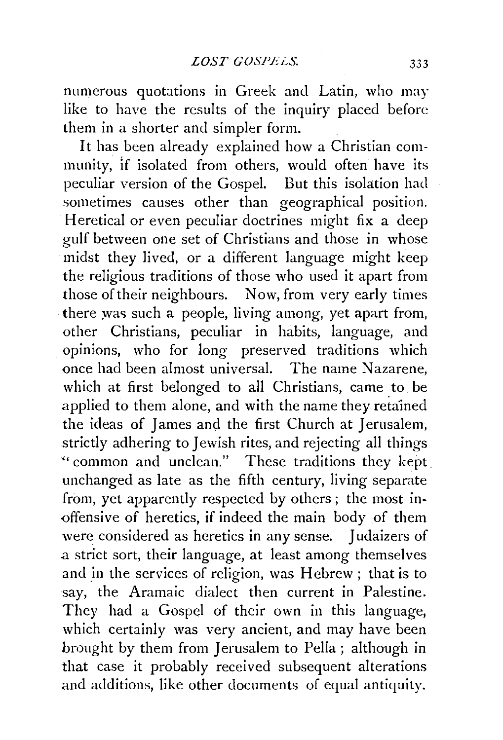numerous quotations in Greek and Latin, who may like to have the results of the inquiry placed before them in a shorter and simpler form.

It has been already explained how a Christian community, if isolated from others, would often have its peculiar version of the Gospel. But this isolation had sometimes causes other than geographical position. Heretical or even peculiar doctrines might fix a deep gulf between one set of Christians and those in whose midst they lived, or a different language might keep the religious traditions of those who used it apart from those of their neighbours. Now, from very early times there was such a people, living among, yet apart from, other Christians, peculiar in habits, language, and opinions, who for long preserved traditions which once had been almost universal. The name Nazarene, which at first belonged to all Christians, came to be applied to them alone, and with the name they retained the ideas of James and the first Church at Jerusalem, strictly adhering to Jewish rites, and rejecting all things "common and unclean." These traditions they kept unchanged as late as the fifth century, living separate from, yet apparently respected by others; the most inoffensive of heretics, if indeed the main body of them were considered as heretics in any sense. Judaizers of a strict sort, their language, at least among themselves and in the services of religion, was Hebrew; that is to say, the Aramaic dialect then current in Palestine. They had a Gospel of their own in this language, which certainly was very ancient, and may have been brought by them from Jerusalem to Pella; although in that case it probably received subsequent alterations and additions, like other documents of equal antiquity.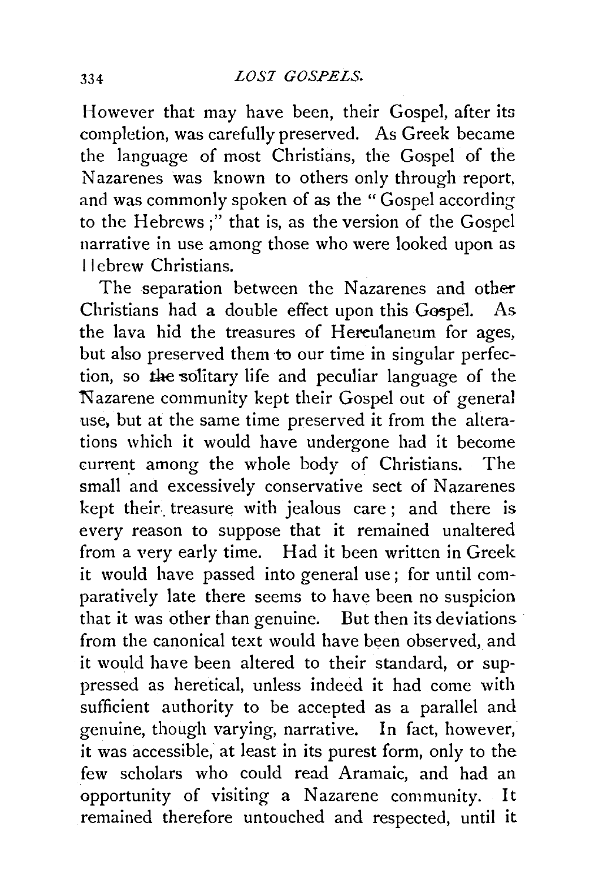However that may have been, their Gospel, after its completion, was carefully preserved. As Greek became the language of most Christians, the Gospel of the Nazarenes was known to others only through report, and was commonly spoken of as the "Gospel according to the Hebrews;" that is, as the version of the Gospel narrative in use among those who were looked upon as Hebrew Christians.

The separation between the Nazarenes and other Christians had a double effect upon this Gospel. As the lava hid the treasures of Herculaneum for ages, but also preserved them to our time in singular perfection, so the solitary life and peculiar language of the Nazarene community kept their Gospel out of general use, but at the same time preserved it from the alterations which it would have undergone had it become current among the whole body of Christians. The small and excessively conservative sect of Nazarenes kept their treasure with jealous care; and there is every reason to suppose that it remained unaltered from a very early time. Had it been written in Greek it would have passed into general use; for until comparatively late there seems to have been no suspicion that it was other than genuine. But then its deviations from the canonical text would have been observed, and it would have been altered to their standard, or suppressed as heretical, unless indeed it had come with sufficient authority to be accepted as a parallel and genuine, though varying, narrative. In fact, however, it was accessible, at least in its purest form, only to the few scholars who could read Aramaic, and had an opportunity of visiting a Nazarene community. It remained therefore untouched and respected, until it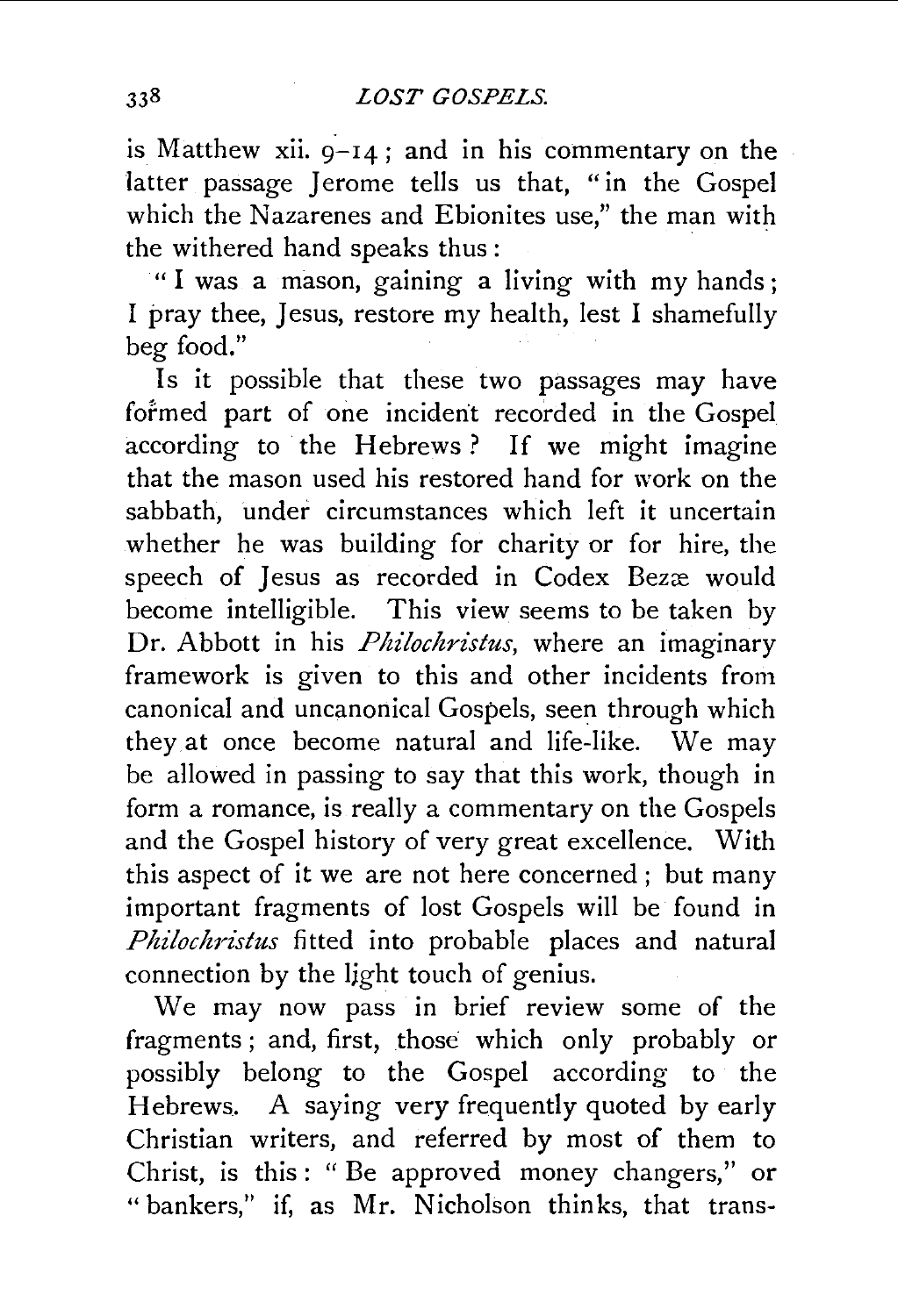is Matthew xii. 9–14; and in his commentary on the latter passage Jerome tells us that, "in the Gospel which the Nazarenes and Ebionites use," the man with the withered hand speaks thus:

"I was a mason, gaining a living with my hands; I pray thee, Jesus, restore my health, lest I shamefully beg food."

Is it possible that these two passages may have formed part of one incident recorded in the Gospel according to the Hebrews? If we might imagine that the mason used his restored hand for work on the sabbath, under circumstances which left it uncertain whether he was building for charity or for hire, the speech of Jesus as recorded in Codex Bezæ would become intelligible. This view seems to be taken by Dr. Abbott in his *Philochristus*, where an imaginary framework is given to this and other incidents from canonical and uncanonical Gospels, seen through which they at once become natural and life-like. We may be allowed in passing to say that this work, though in form a romance, is really a commentary on the Gospels and the Gospel history of very great excellence. With this aspect of it we are not here concerned; but many important fragments of lost Gospels will be found in *Philochristus* fitted into probable places and natural connection by the light touch of genius.

We may now pass in brief review some of the fragments; and, first, those which only probably or possibly belong to the Gospel according to the Hebrews. A saying very frequently quoted by early Christian writers, and referred by most of them to Christ, is this: "Be approved money changers," or "bankers," if, as Mr. Nicholson thinks, that trans-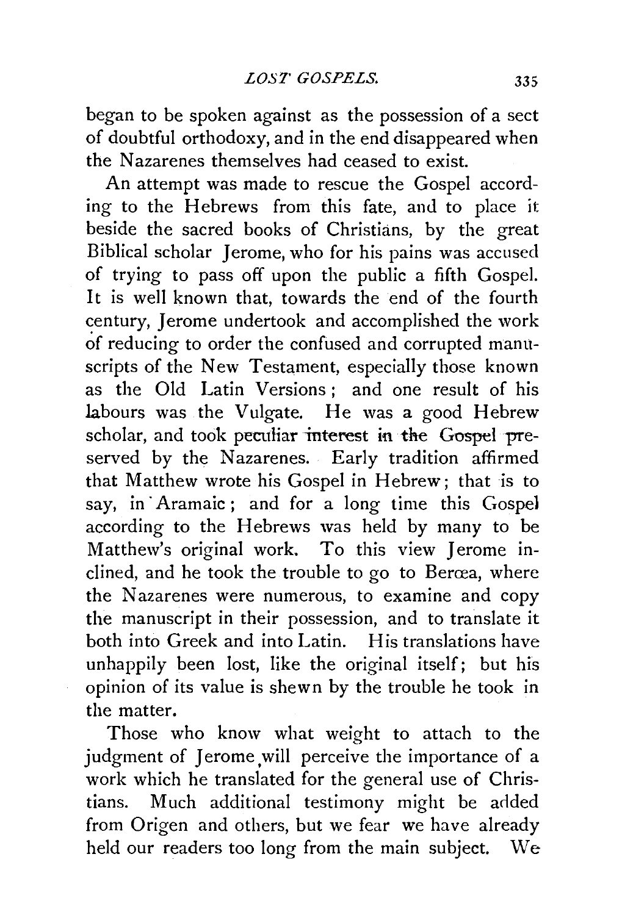began to be spoken against as the possession of a sect of doubtful orthodoxy, and in the end disappeared when the Nazarenes themselves had ceased to exist.

An attempt was made to rescue the Gospel according to the Hebrews from this fate, and to place it beside the sacred books of Christians, by the great Biblical scholar Jerome, who for his pains was accused of trying to pass off upon the public a fifth Gospel. It is well known that, towards the end of the fourth century, Jerome undertook and accomplished the work of reducing to order the confused and corrupted manuscripts of the New Testament, especially those known as the Old Latin Versions; and one result of his labours was the Vulgate. He was a good Hebrew scholar, and took peculiar interest in the Gospel preserved by the Nazarenes. Early tradition affirmed that Matthew wrote his Gospel in Hebrew; that is to say, in Aramaic; and for a long time this Gospel according to the Hebrews was held by many to be Matthew's original work. To this view Jerome inclined, and he took the trouble to go to Berœa, where the Nazarenes were numerous, to examine and copy the manuscript in their possession, and to translate it both into Greek and into Latin. His translations have unhappily been lost, like the original itself; but his opinion of its value is shewn by the trouble he took in the matter.

Those who know what weight to attach to the judgment of Jerome will perceive the importance of a work which he translated for the general use of Christians. Much additional testimony might be added from Origen and others, but we fear we have already held our readers too long from the main subject. We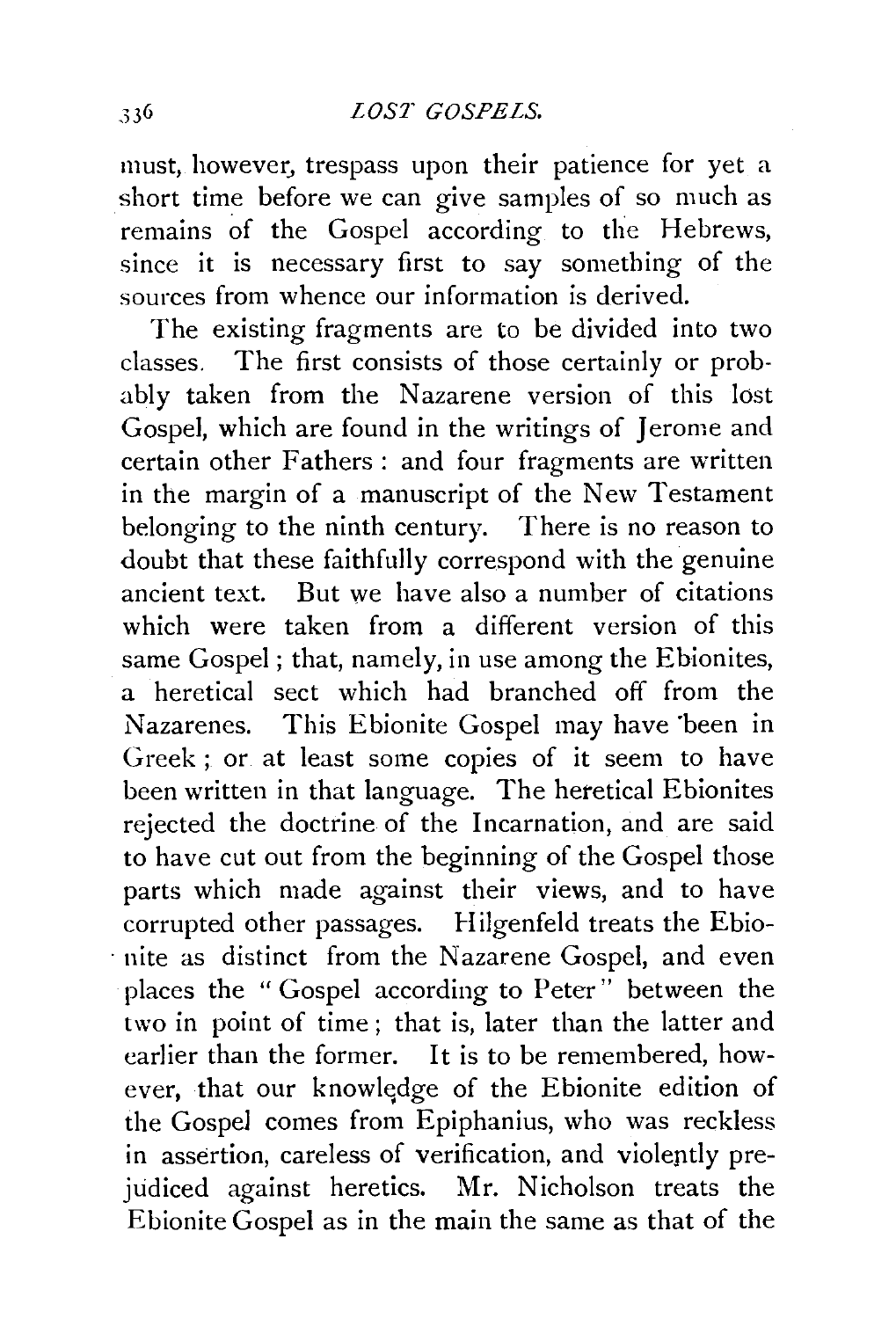must, however, trespass upon their patience for yet a short time before we can give samples of so much as remains of the Gospel according to the Hebrews, since it is necessary first to say something of the sources from whence our information is derived.

The existing fragments are to be divided into two classes. The first consists of those certainly or probably taken from the Nazarene version of this lost Gospel, which are found in the writings of Jerome and certain other Fathers: and four fragments are written in the margin of a manuscript of the New Testament belonging to the ninth century. There is no reason to doubt that these faithfully correspond with the genuine ancient text. But we have also a number of citations which were taken from a different version of this same Gospel; that, namely, in use among the Ebionites, a heretical sect which had branched off from the Nazarenes. This Ebionite Gospel may have been in Greek; or at least some copies of it seem to have been written in that language. The heretical Ebionites rejected the doctrine of the Incarnation, and are said to have cut out from the beginning of the Gospel those parts which made against their views, and to have corrupted other passages. Hilgenfeld treats the Ebionite as distinct from the Nazarene Gospel, and even places the "Gospel according to Peter" between the two in point of time; that is, later than the latter and earlier than the former. It is to be remembered, however, that our knowledge of the Ebionite edition of the Gospel comes from Epiphanius, who was reckless in assertion, careless of verification, and violently prejudiced against heretics. Mr. Nicholson treats the Ebionite Gospel as in the main the same as that of the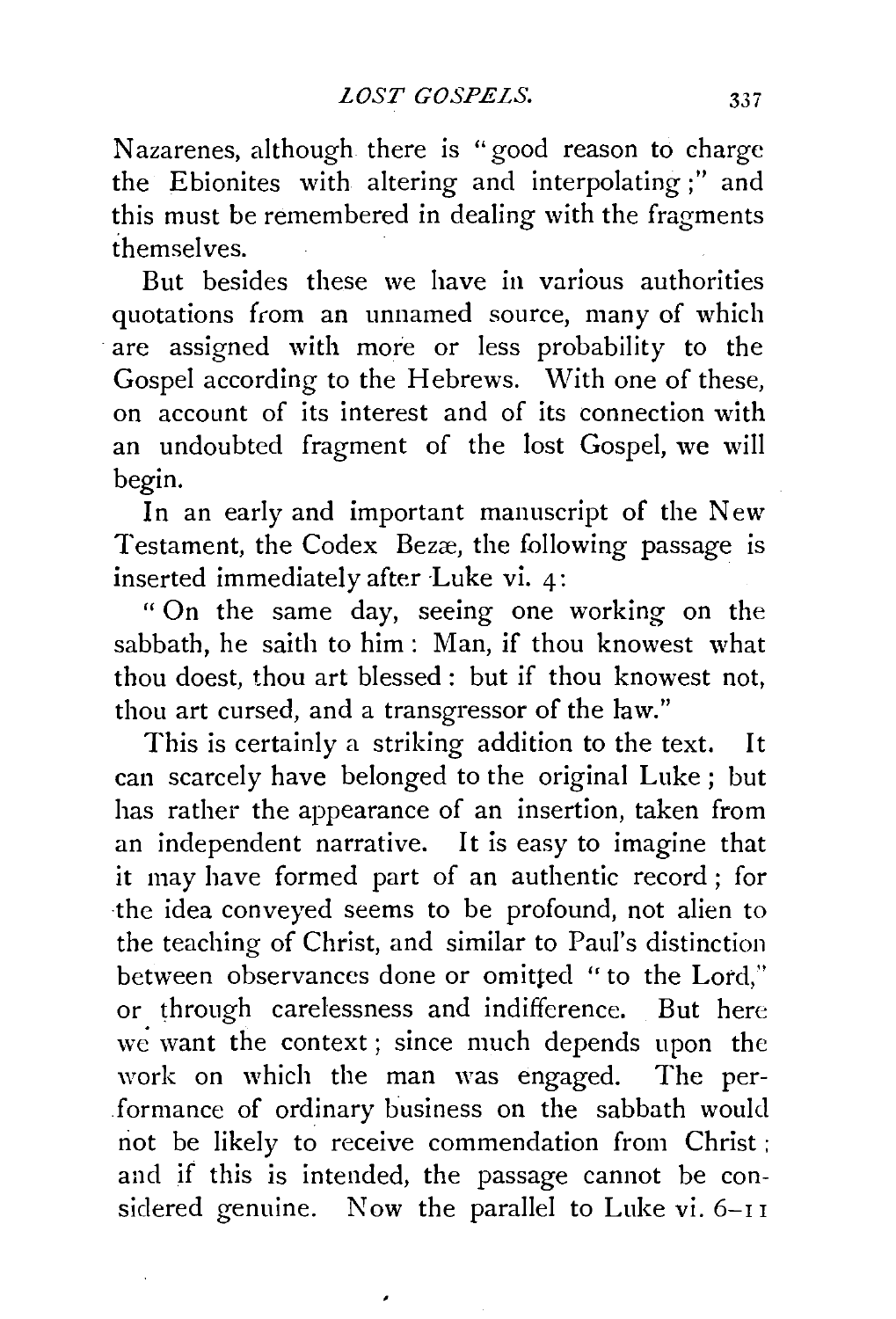Nazarenes, although there is "good reason to charge the Ebionites with altering and interpolating;" and this must be remembered in dealing with the fragments themselves.

But besides these we have in various authorities quotations from an unnamed source, many of which are assigned with more or less probability to the Gospel according to the Hebrews. With one of these, on account of its interest and of its connection with an undoubted fragment of the lost Gospel, we will begin.

In an early and important manuscript of the New Testament, the Codex Bezæ, the following passage is inserted immediately after Luke vi. 4:

"On the same day, seeing one working on the sabbath, he saith to him: Man, if thou knowest what thou doest, thou art blessed: but if thou knowest not, thou art cursed, and a transgressor of the law."

This is certainly a striking addition to the text. It can scarcely have belonged to the original Luke; but has rather the appearance of an insertion, taken from an independent narrative. It is easy to imagine that it may have formed part of an authentic record; for the idea conveyed seems to be profound, not alien to the teaching of Christ, and similar to Paul's distinction between observances done or omitted "to the Lord," or through carelessness and indifference. But here we want the context; since much depends upon the work on which the man was engaged. The performance of ordinary business on the sabbath would not be likely to receive commendation from Christ; and if this is intended, the passage cannot be considered genuine. Now the parallel to Luke vi. 6–11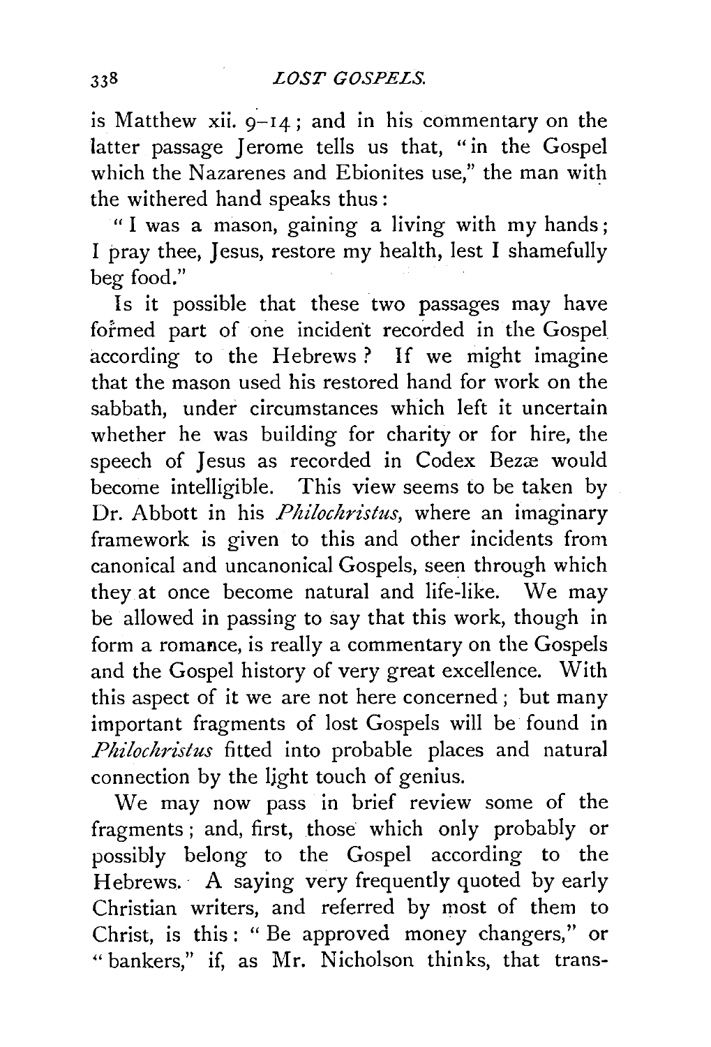is Matthew xii. 9–14; and in his commentary on the latter passage Jerome tells us that, "in the Gospel which the Nazarenes and Ebionites use," the man with the withered hand speaks thus:

"I was a mason, gaining a living with my hands; I pray thee, Jesus, restore my health, lest I shamefully beg food."

Is it possible that these two passages may have formed part of one incident recorded in the Gospel according to the Hebrews? If we might imagine that the mason used his restored hand for work on the sabbath, under circumstances which left it uncertain whether he was building for charity or for hire, the speech of Jesus as recorded in Codex Bezæ would become intelligible. This view seems to be taken by Dr. Abbott in his *Philochristus*, where an imaginary framework is given to this and other incidents from canonical and uncanonical Gospels, seen through which they at once become natural and life-like. We may be allowed in passing to say that this work, though in form a romance, is really a commentary on the Gospels and the Gospel history of very great excellence. With this aspect of it we are not here concerned; but many important fragments of lost Gospels will be found in *Philochristus* fitted into probable places and natural connection by the light touch of genius.

We may now pass in brief review some of the fragments; and, first, those which only probably or possibly belong to the Gospel according to the Hebrews. A saying very frequently quoted by early Christian writers, and referred by most of them to Christ, is this: "Be approved money changers," or "bankers," if, as Mr. Nicholson thinks, that trans-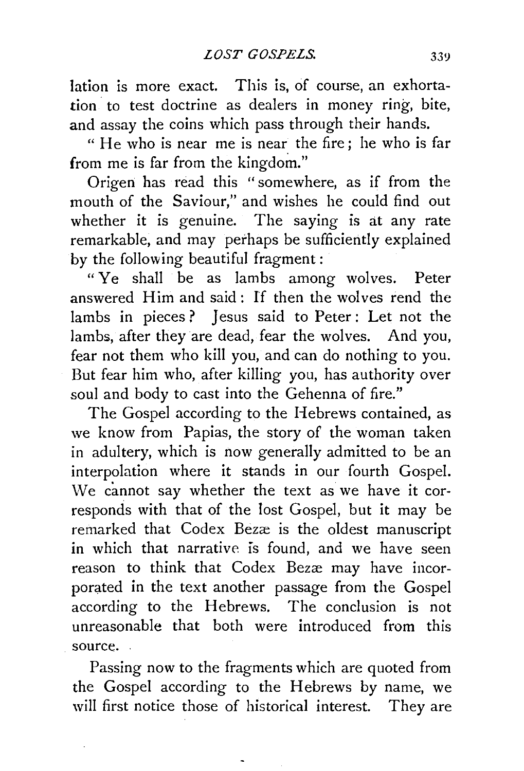lation is more exact. This is, of course, an exhortation to test doctrine as dealers in money ring, bite, and assay the coins which pass through their hands.

"He who is near me is near the fire; he who is far from me is far from the kingdom."

Origen has read this "somewhere, as if from the mouth of the Saviour," and wishes he could find out whether it is genuine. The saying is at any rate remarkable, and may perhaps be sufficiently explained by the following beautiful fragment:

"Ye shall be as lambs among wolves. Peter answered Him and said: If then the wolves rend the lambs in pieces? Jesus said to Peter: Let not the lambs, after they are dead, fear the wolves. And you, fear not them who kill you, and can do nothing to you. But fear him who, after killing you, has authority over soul and body to cast into the Gehenna of fire."

The Gospel according to the Hebrews contained, as we know from Papias, the story of the woman taken in adultery, which is now generally admitted to be an interpolation where it stands in our fourth Gospel. We cannot say whether the text as we have it corresponds with that of the lost Gospel, but it may be remarked that Codex Bezæ is the oldest manuscript in which that narrative is found, and we have seen reason to think that Codex Bezæ may have incorporated in the text another passage from the Gospel according to the Hebrews. The conclusion is not unreasonable that both were introduced from this source.

Passing now to the fragments which are quoted from the Gospel according to the Hebrews by name, we will first notice those of historical interest. They are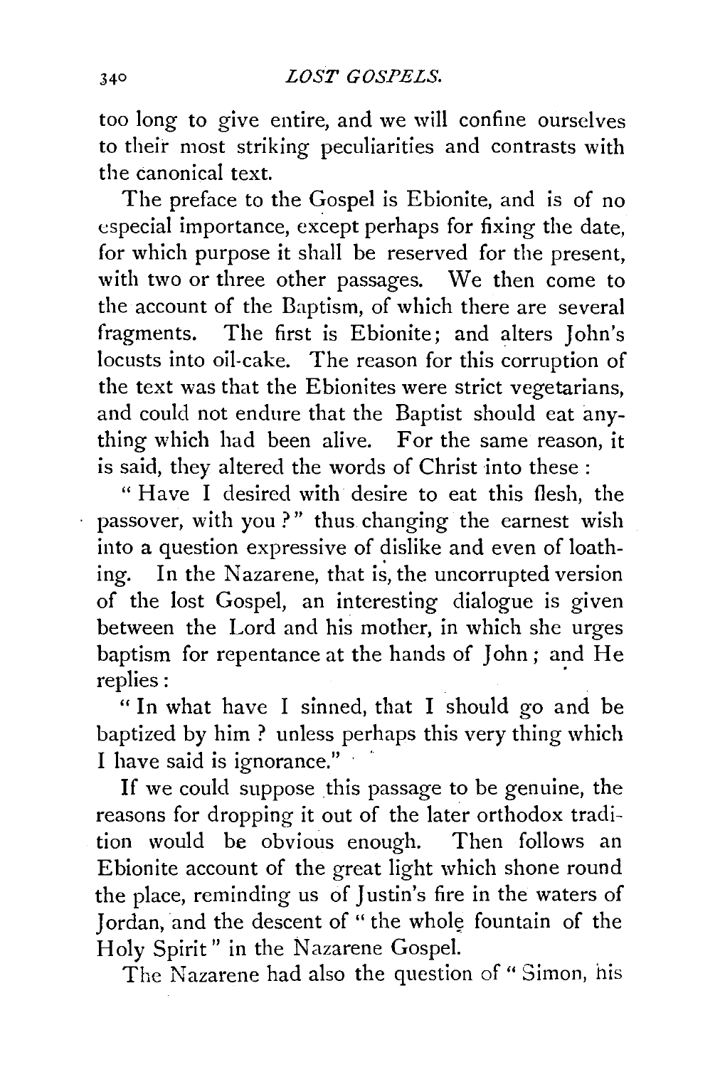too long to give entire, and we will confine ourselves to their most striking peculiarities and contrasts with the canonical text.

The preface to the Gospel is Ebionite, and is of no especial importance, except perhaps for fixing the date, for which purpose it shall be reserved for the present, with two or three other passages. We then come to the account of the Baptism, of which there are several fragments. The first is Ebionite; and alters John's locusts into oil-cake. The reason for this corruption of the text was that the Ebionites were strict vegetarians, and could not endure that the Baptist should eat anything which had been alive. For the same reason, it is said, they altered the words of Christ into these :

" Have I desired with desire to eat this flesh, the passover, with you ?" thus changing the earnest wish into a question expressive of dislike and even of loathing. In the Nazarene, that is, the uncorrupted version of the lost Gospel, an interesting dialogue is given between the Lord and his mother, in which she urges baptism for repentance at the hands of John ; and He replies :

" In what have I sinned, that I should go and be baptized by him ? unless perhaps this very thing which I have said is ignorance."

If we could suppose this passage to be genuine, the reasons for dropping it out of the later orthodox tradition would be obvious enough. Then follows an Ebionite account of the great light which shone round the place, reminding us of Justin's fire in the waters of Jordan, and the descent of " the whole fountain of the Holy Spirit " in the Nazarene Gospel.

The Nazarene had also the question of " Simon, his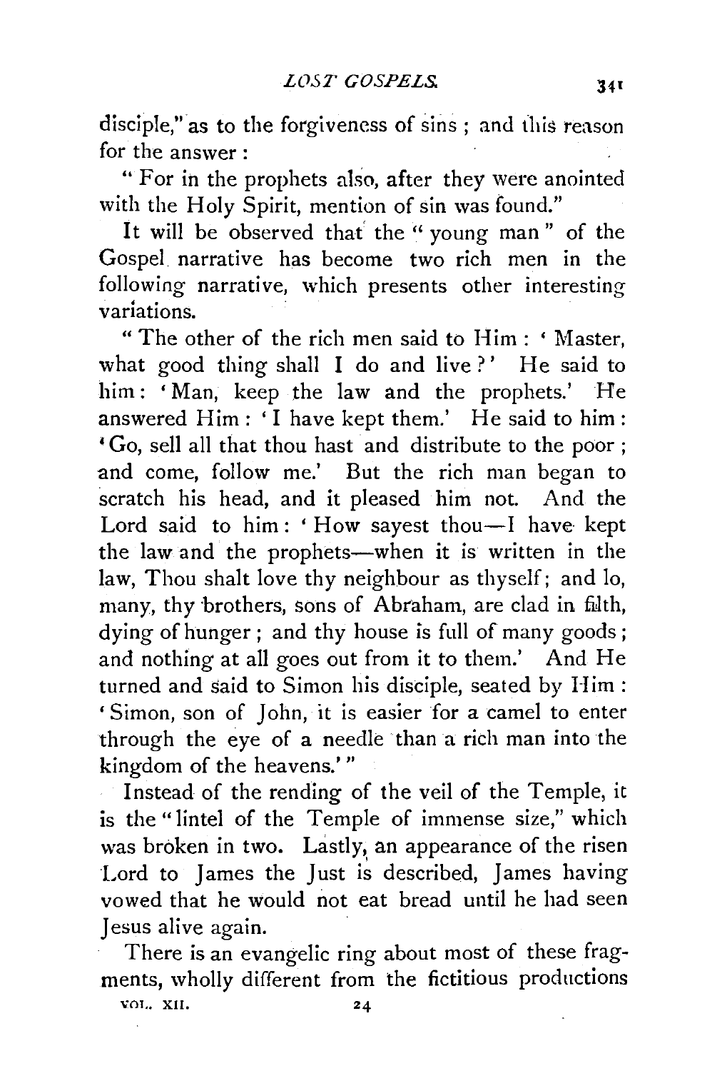disciple," as to the forgiveness of sins; and this reason for the answer:

"For in the prophets also, after they were anointed with the Holy Spirit, mention of sin was found."

It will be observed that the "young man" of the Gospel narrative has become two rich men in the following narrative, which presents other interesting variations.

"The other of the rich men said to Him: 'Master, what good thing shall I do and live?' He said to him: 'Man, keep the law and the prophets.' He answered Him: 'I have kept them.' He said to him: 'Go, sell all that thou hast and distribute to the poor; and come, follow me.' But the rich man began to scratch his head, and it pleased him not. And the Lord said to him: 'How sayest thou—I have kept the law and the prophets—when it is written in the law, Thou shalt love thy neighbour as thyself; and lo, many, thy brothers, sons of Abraham, are clad in filth, dying of hunger; and thy house is full of many goods; and nothing at all goes out from it to them.' And He turned and said to Simon his disciple, seated by Him: 'Simon, son of John, it is easier for a camel to enter through the eye of a needle than a rich man into the kingdom of the heavens.'"

Instead of the rending of the veil of the Temple, it is the "lintel of the Temple of immense size," which was broken in two. Lastly, an appearance of the risen Lord to James the Just is described, James having vowed that he would not eat bread until he had seen Jesus alive again.

There is an evangelic ring about most of these fragments, wholly different from the fictitious productions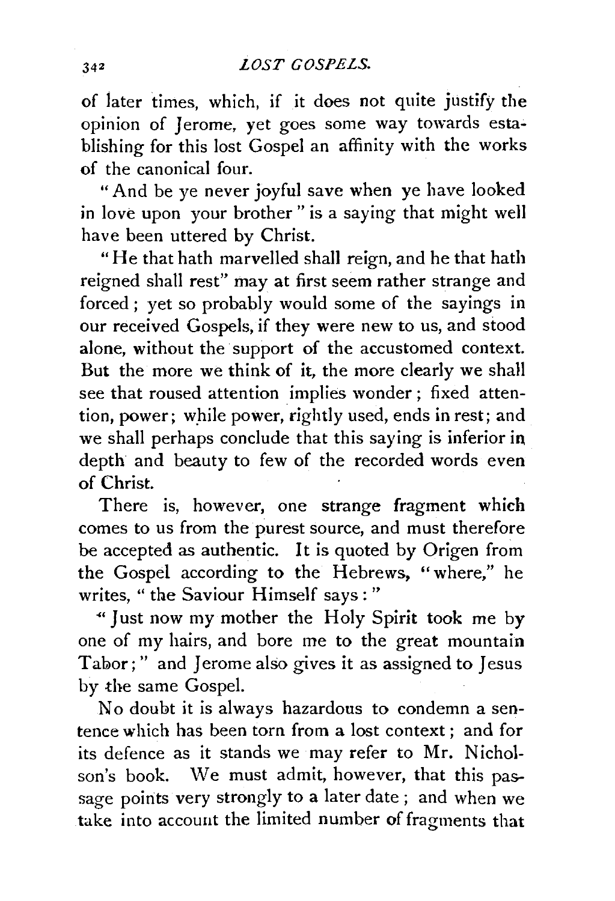of later times, which, if it does not quite justify the opinion of Jerome, yet goes some way towards establishing for this lost Gospel an affinity with the works of the canonical four.

"And be ye never joyful save when ye have looked in love upon your brother" is a saying that might well have been uttered by Christ.

"He that hath marvelled shall reign, and he that hath reigned shall rest" may at first seem rather strange and forced; yet so probably would some of the sayings in our received Gospels, if they were new to us, and stood alone, without the support of the accustomed context. But the more we think of it, the more clearly we shall see that roused attention implies wonder; fixed attention, power; while power, rightly used, ends in rest; and we shall perhaps conclude that this saying is inferior in depth and beauty to few of the recorded words even of Christ.

There is, however, one strange fragment which comes to us from the purest source, and must therefore be accepted as authentic. It is quoted by Origen from the Gospel according to the Hebrews, "where," he writes, "the Saviour Himself says:"

"Just now my mother the Holy Spirit took me by one of my hairs, and bore me to the great mountain Tabor;" and Jerome also gives it as assigned to Jesus by the same Gospel.

No doubt it is always hazardous to condemn a sentence which has been torn from a lost context; and for its defence as it stands we may refer to Mr. Nicholson's book. We must admit, however, that this passage points very strongly to a later date; and when we take into account the limited number of fragments that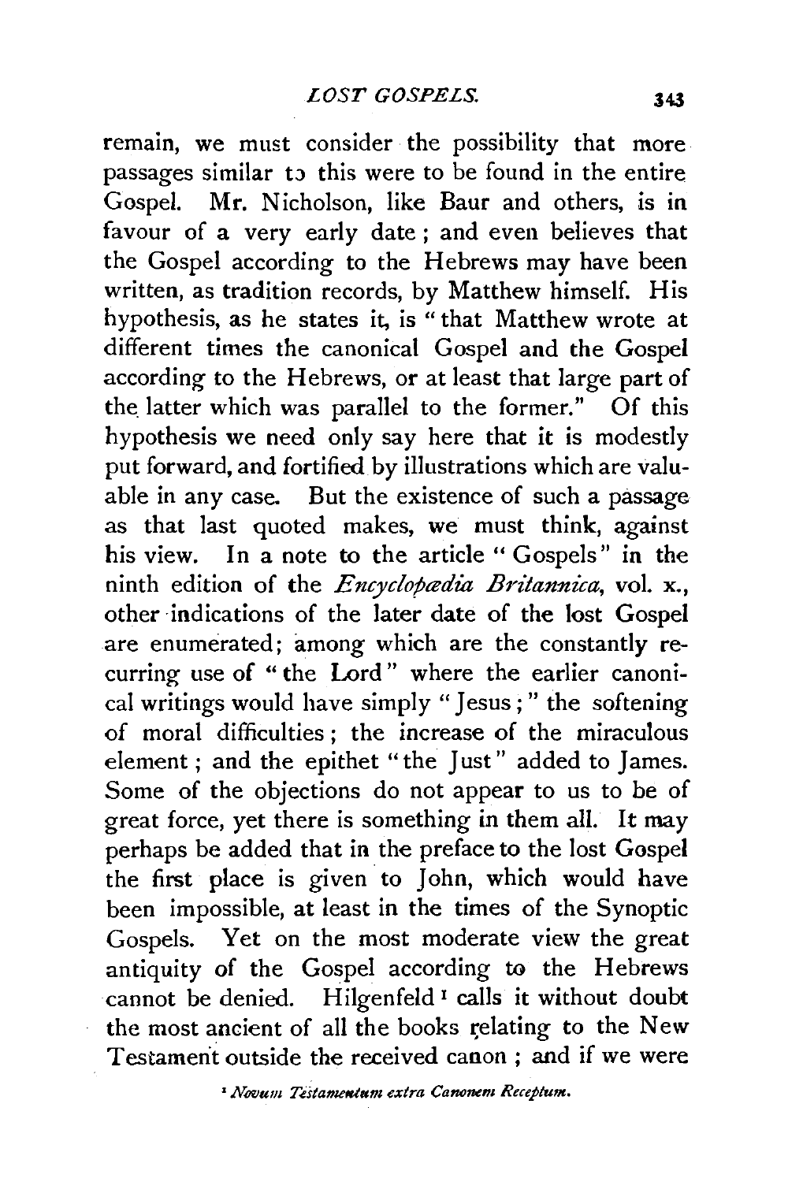remain, we must consider the possibility that more passages similar to this were to be found in the entire Gospel. Mr. Nicholson, like Baur and others, is in favour of a very early date; and even believes that the Gospel according to the Hebrews may have been written, as tradition records, by Matthew himself. His hypothesis, as he states it, is "that Matthew wrote at different times the canonical Gospel and the Gospel according to the Hebrews, or at least that large part of the latter which was parallel to the former." Of this hypothesis we need only say here that it is modestly put forward, and fortified by illustrations which are valuable in any case. But the existence of such a passage as that last quoted makes, we must think, against his view. In a note to the article "Gospels" in the ninth edition of the *Encyclopædia Britannica*, vol. x., other indications of the later date of the lost Gospel are enumerated; among which are the constantly recurring use of "the Lord" where the earlier canonical writings would have simply "Jesus;" the softening of moral difficulties; the increase of the miraculous element; and the epithet "the Just" added to James. Some of the objections do not appear to us to be of great force, yet there is something in them all. It may perhaps be added that in the preface to the lost Gospel the first place is given to John, which would have been impossible, at least in the times of the Synoptic Gospels. Yet on the most moderate view the great antiquity of the Gospel according to the Hebrews cannot be denied. Hilgenfeld[1] calls it without doubt the most ancient of all the books relating to the New Testament outside the received canon; and if we were

[1] *Novum Testamentum extra Canonem Receptum.*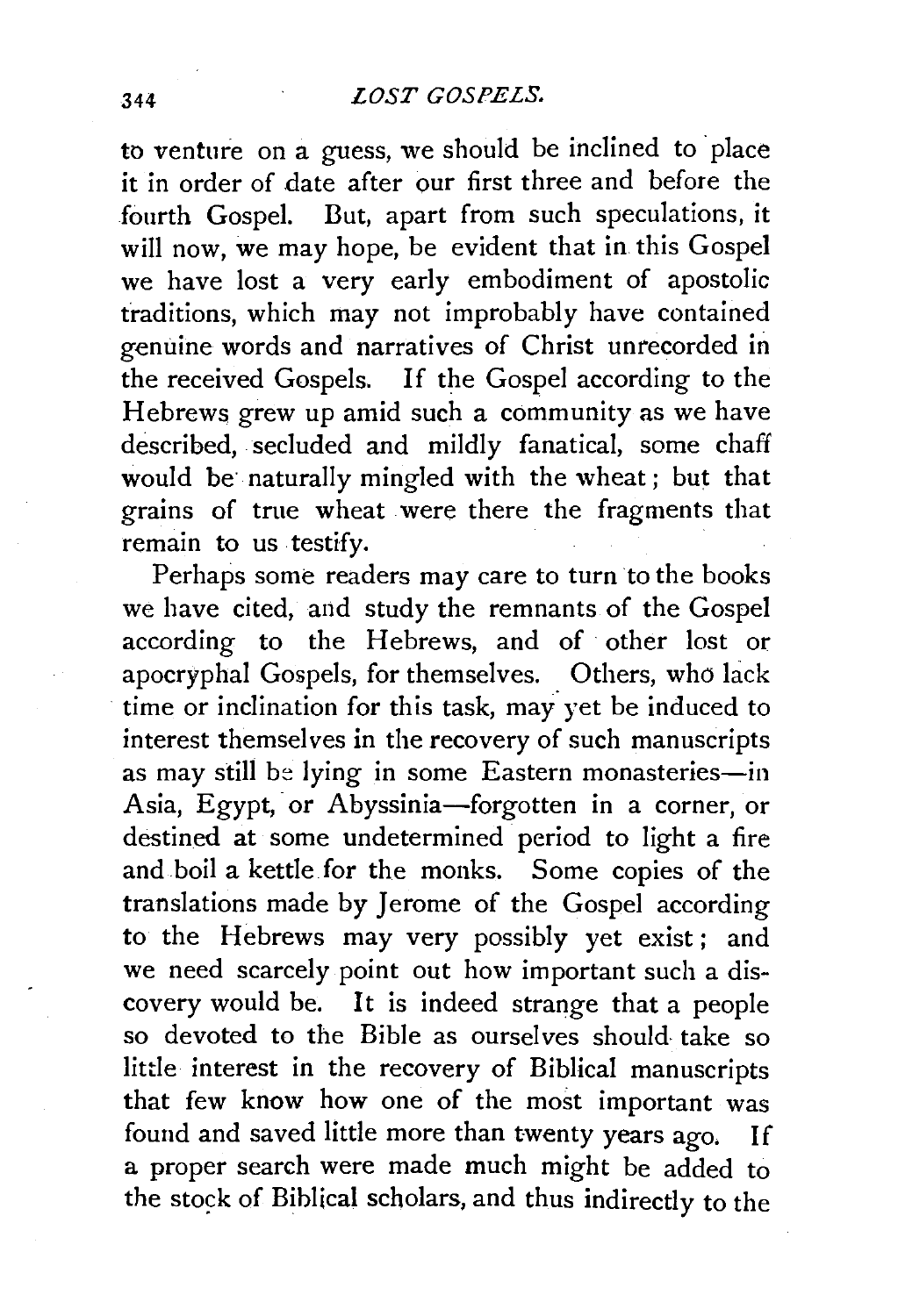to venture on a guess, we should be inclined to place it in order of date after our first three and before the fourth Gospel. But, apart from such speculations, it will now, we may hope, be evident that in this Gospel we have lost a very early embodiment of apostolic traditions, which may not improbably have contained genuine words and narratives of Christ unrecorded in the received Gospels. If the Gospel according to the Hebrews grew up amid such a community as we have described, secluded and mildly fanatical, some chaff would be naturally mingled with the wheat; but that grains of true wheat were there the fragments that remain to us testify.

Perhaps some readers may care to turn to the books we have cited, and study the remnants of the Gospel according to the Hebrews, and of other lost or apocryphal Gospels, for themselves. Others, who lack time or inclination for this task, may yet be induced to interest themselves in the recovery of such manuscripts as may still be lying in some Eastern monasteries—in Asia, Egypt, or Abyssinia—forgotten in a corner, or destined at some undetermined period to light a fire and boil a kettle for the monks. Some copies of the translations made by Jerome of the Gospel according to the Hebrews may very possibly yet exist; and we need scarcely point out how important such a discovery would be. It is indeed strange that a people so devoted to the Bible as ourselves should take so little interest in the recovery of Biblical manuscripts that few know how one of the most important was found and saved little more than twenty years ago. If a proper search were made much might be added to the stock of Biblical scholars, and thus indirectly to the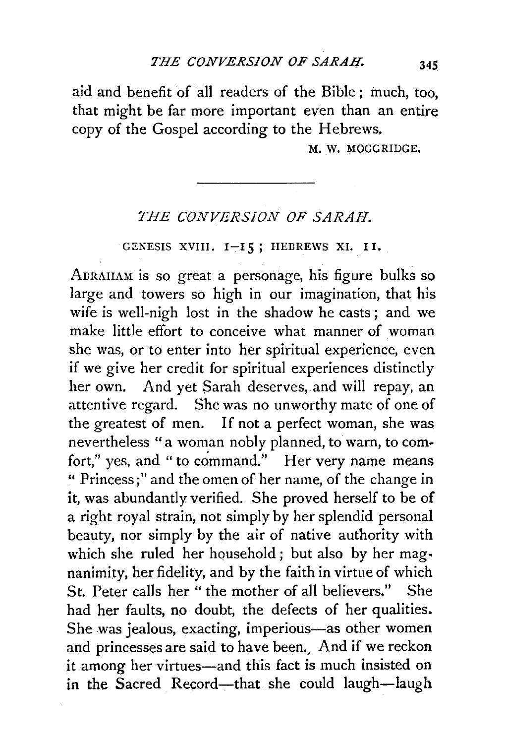aid and benefit of all readers of the Bible; much, too, that might be far more important even than an entire copy of the Gospel according to the Hebrews.

M. W. MOGGRIDGE.

---

## *THE CONVERSION OF SARAH.*

GENESIS XVIII. 1–15; HEBREWS XI. 11.

ABRAHAM is so great a personage, his figure bulks so large and towers so high in our imagination, that his wife is well-nigh lost in the shadow he casts; and we make little effort to conceive what manner of woman she was, or to enter into her spiritual experience, even if we give her credit for spiritual experiences distinctly her own. And yet Sarah deserves, and will repay, an attentive regard. She was no unworthy mate of one of the greatest of men. If not a perfect woman, she was nevertheless "a woman nobly planned, to warn, to comfort," yes, and "to command." Her very name means "Princess;" and the omen of her name, of the change in it, was abundantly verified. She proved herself to be of a right royal strain, not simply by her splendid personal beauty, nor simply by the air of native authority with which she ruled her household; but also by her magnanimity, her fidelity, and by the faith in virtue of which St. Peter calls her "the mother of all believers." She had her faults, no doubt, the defects of her qualities. She was jealous, exacting, imperious—as other women and princesses are said to have been. And if we reckon it among her virtues—and this fact is much insisted on in the Sacred Record—that she could laugh—laugh